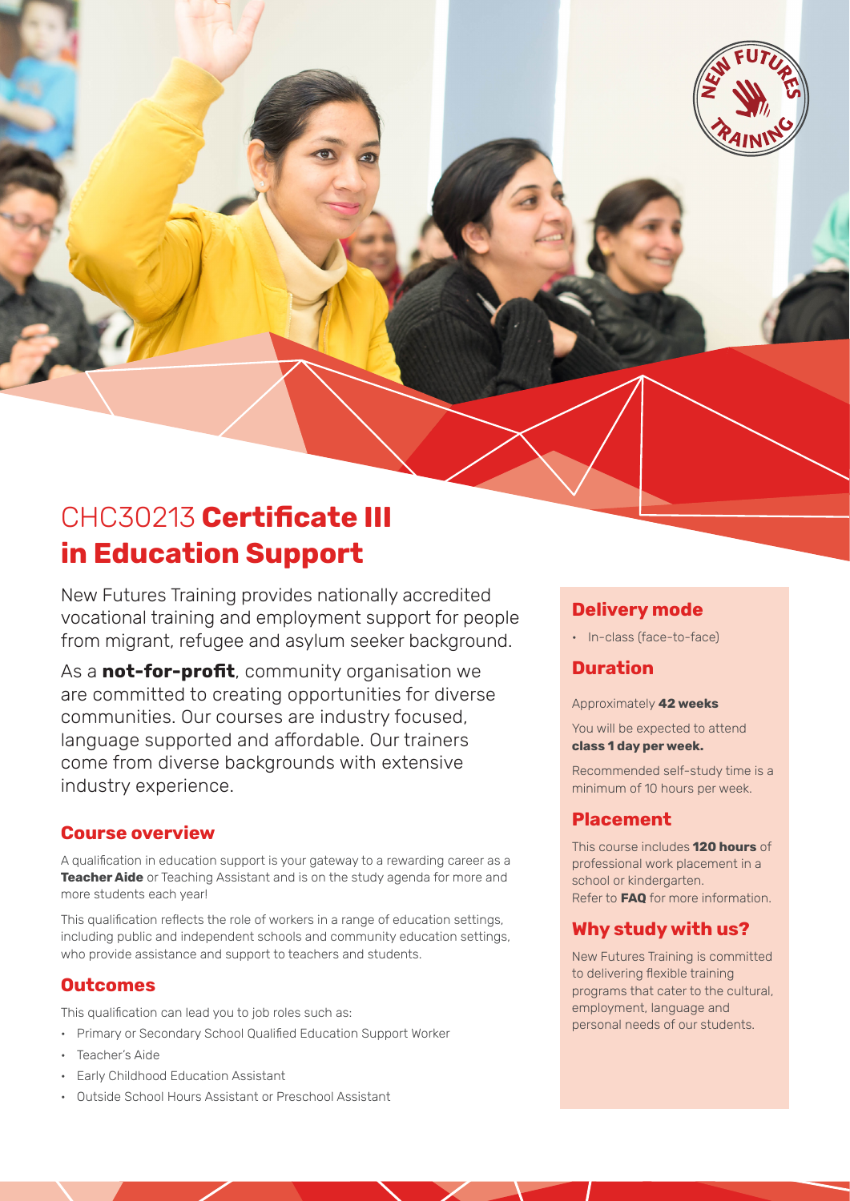# CHC30213 **Certificate III in Education Support**

New Futures Training provides nationally accredited vocational training and employment support for people from migrant, refugee and asylum seeker background.

As a **not-for-profit**, community organisation we are committed to creating opportunities for diverse communities. Our courses are industry focused, language supported and affordable. Our trainers come from diverse backgrounds with extensive industry experience.

## Course overview

A qualification in education support is your gateway to a rewarding career as a **Teacher Aide** or Teaching Assistant and is on the study agenda for more and more students each year!

This qualification reflects the role of workers in a range of education settings, including public and independent schools and community education settings, who provide assistance and support to teachers and students.

## Outcomes

This qualification can lead you to job roles such as:

- Primary or Secondary School Qualified Education Support Worker
- Teacher's Aide
- Early Childhood Education Assistant
- Outside School Hours Assistant or Preschool Assistant

## Delivery mode

- In-class (face-to-face)

## Duration

Approximately **42 weeks**

You will be expected to attend **class 1 day per week.**

Recommended self-study time is a minimum of 10 hours per week.

## Placement

This course includes **120 hours** of professional work placement in a school or kindergarten.
Refer to **FAQ** for more information.

## Why study with us?

New Futures Training is committed to delivering flexible training programs that cater to the cultural, employment, language and personal needs of our students.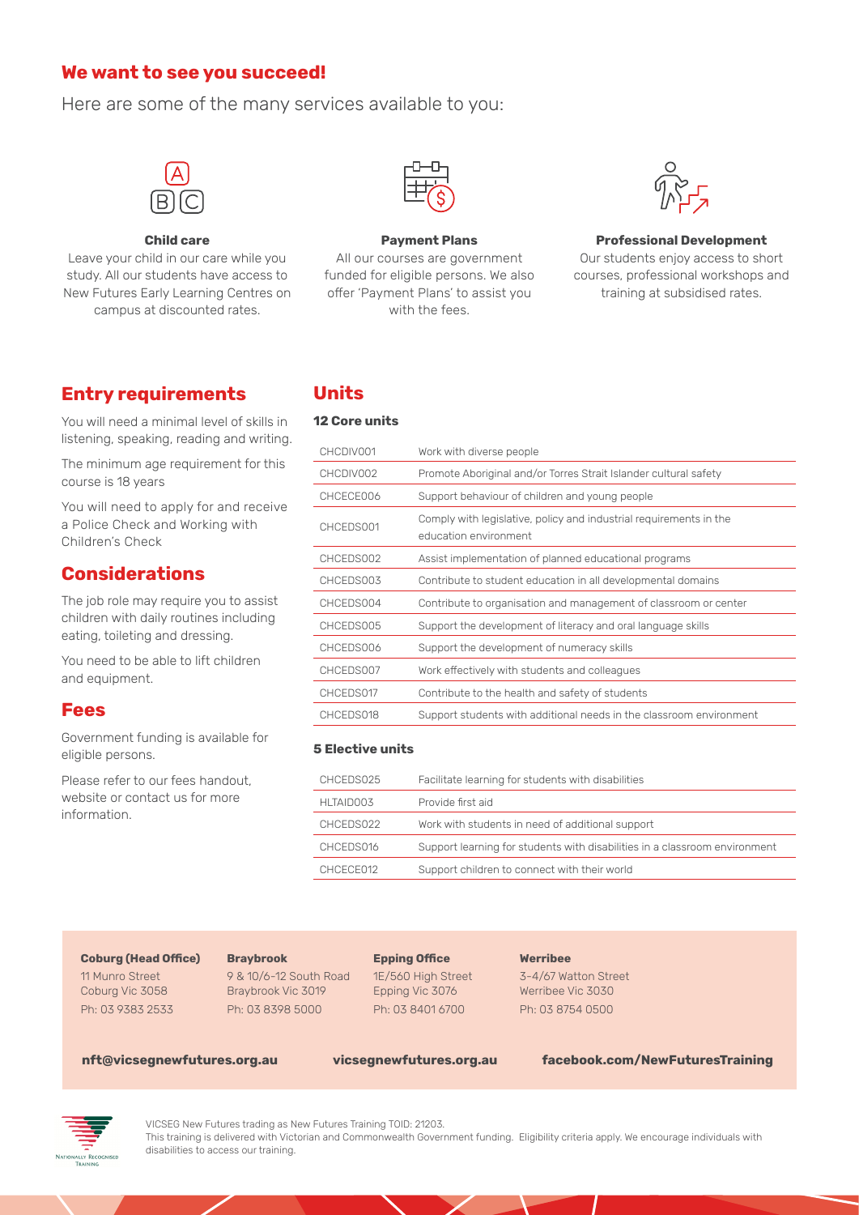## We want to see you succeed!

Here are some of the many services available to you:

**Child care**

Leave your child in our care while you study. All our students have access to New Futures Early Learning Centres on campus at discounted rates.

**Payment Plans**

All our courses are government funded for eligible persons. We also offer 'Payment Plans' to assist you with the fees.

**Professional Development**

Our students enjoy access to short courses, professional workshops and training at subsidised rates.

## Entry requirements

You will need a minimal level of skills in listening, speaking, reading and writing.

The minimum age requirement for this course is 18 years

You will need to apply for and receive a Police Check and Working with Children's Check

## Considerations

The job role may require you to assist children with daily routines including eating, toileting and dressing.

You need to be able to lift children and equipment.

## Fees

Government funding is available for eligible persons.

Please refer to our fees handout, website or contact us for more information.

## Units

### 12 Core units

| | |
|---|---|
| CHCDIV001 | Work with diverse people |
| CHCDIV002 | Promote Aboriginal and/or Torres Strait Islander cultural safety |
| CHCECE006 | Support behaviour of children and young people |
| CHCEDS001 | Comply with legislative, policy and industrial requirements in the education environment |
| CHCEDS002 | Assist implementation of planned educational programs |
| CHCEDS003 | Contribute to student education in all developmental domains |
| CHCEDS004 | Contribute to organisation and management of classroom or center |
| CHCEDS005 | Support the development of literacy and oral language skills |
| CHCEDS006 | Support the development of numeracy skills |
| CHCEDS007 | Work effectively with students and colleagues |
| CHCEDS017 | Contribute to the health and safety of students |
| CHCEDS018 | Support students with additional needs in the classroom environment |

### 5 Elective units

| | |
|---|---|
| CHCEDS025 | Facilitate learning for students with disabilities |
| HLTAID003 | Provide first aid |
| CHCEDS022 | Work with students in need of additional support |
| CHCEDS016 | Support learning for students with disabilities in a classroom environment |
| CHCECE012 | Support children to connect with their world |

**Coburg (Head Office)**
11 Munro Street
Coburg Vic 3058
Ph: 03 9383 2533

**Braybrook**
9 & 10/6-12 South Road
Braybrook Vic 3019
Ph: 03 8398 5000

**Epping Office**
1E/560 High Street
Epping Vic 3076
Ph: 03 8401 6700

**Werribee**
3-4/67 Watton Street
Werribee Vic 3030
Ph: 03 8754 0500

**nft@vicsegnewfutures.org.au** **vicsegnewfutures.org.au** **facebook.com/NewFuturesTraining**

Nationally Recognised Training

VICSEG New Futures trading as New Futures Training TOID: 21203.
This training is delivered with Victorian and Commonwealth Government funding. Eligibility criteria apply. We encourage individuals with disabilities to access our training.